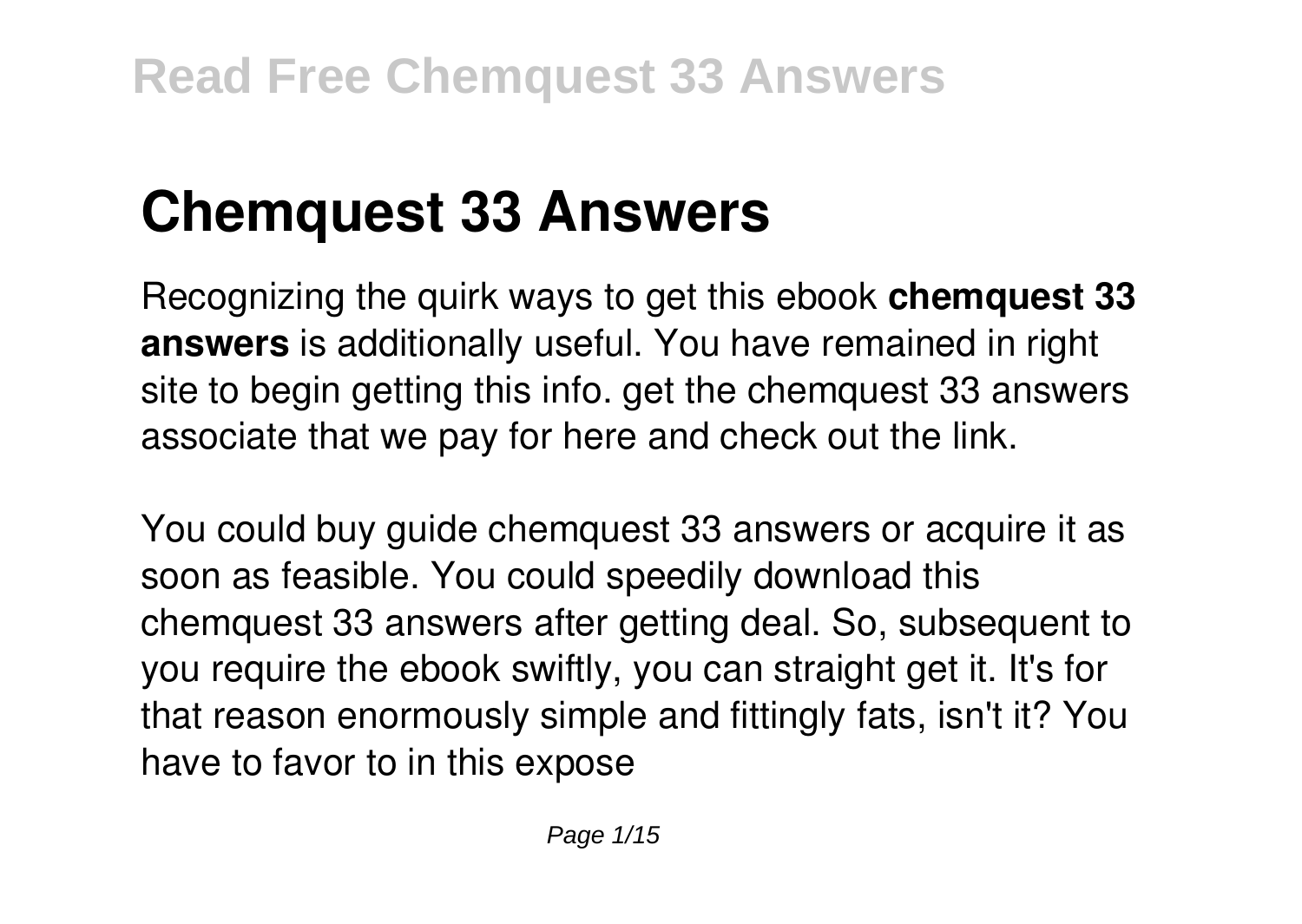# Chemquest 33 Answers

Recognizing the quirk ways to get this ebook **chemquest 33 answers** is additionally useful. You have remained in right site to begin getting this info. get the chemquest 33 answers associate that we pay for here and check out the link.

You could buy guide chemquest 33 answers or acquire it as soon as feasible. You could speedily download this chemquest 33 answers after getting deal. So, subsequent to you require the ebook swiftly, you can straight get it. It's for that reason enormously simple and fittingly fats, isn't it? You have to favor to in this expose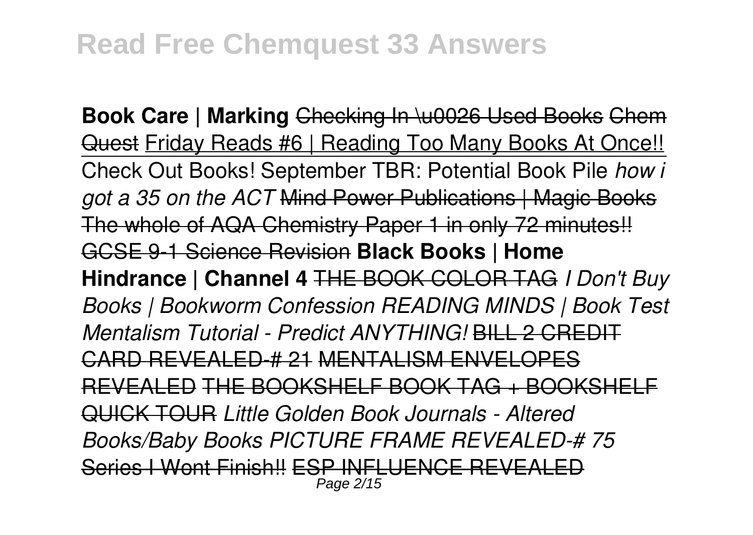**Book Care | Marking** Checking In \u0026 Used Books Chem Quest Friday Reads #6 | Reading Too Many Books At Once!! Check Out Books! September TBR: Potential Book Pile *how i got a 35 on the ACT* Mind Power Publications | Magic Books The whole of AQA Chemistry Paper 1 in only 72 minutes!! GCSE 9-1 Science Revision **Black Books | Home Hindrance | Channel 4** THE BOOK COLOR TAG *I Don't Buy Books | Bookworm Confession READING MINDS | Book Test Mentalism Tutorial - Predict ANYTHING!* BILL 2 CREDIT CARD REVEALED-# 21 MENTALISM ENVELOPES REVEALED THE BOOKSHELF BOOK TAG + BOOKSHELF QUICK TOUR *Little Golden Book Journals - Altered Books/Baby Books PICTURE FRAME REVEALED-# 75* Series I Wont Finish!! ESP INFLUENCE REVEALED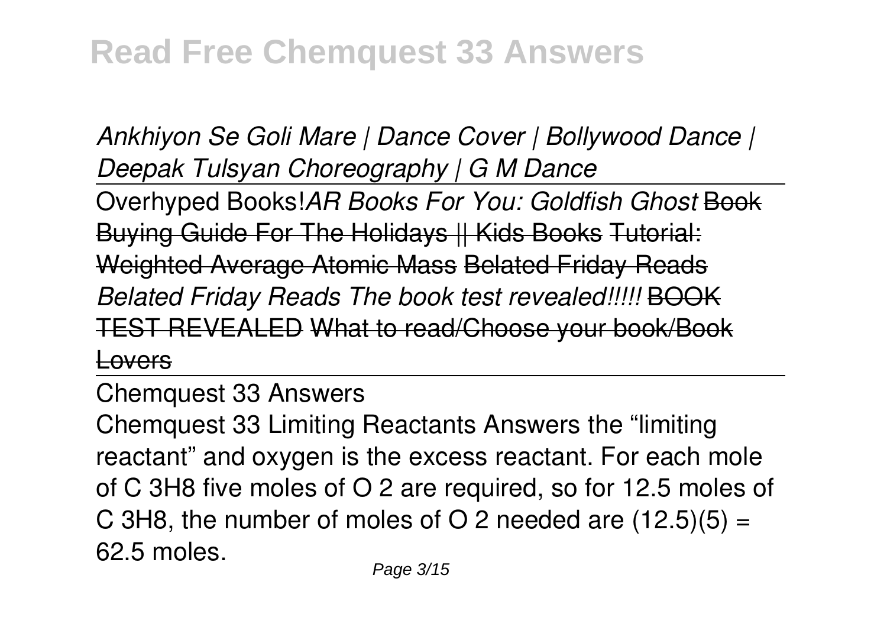*Ankhiyon Se Goli Mare | Dance Cover | Bollywood Dance | Deepak Tulsyan Choreography | G M Dance*

---

Overhyped Books!*AR Books For You: Goldfish Ghost* ~~Book Buying Guide For The Holidays || Kids Books~~ ~~Tutorial: Weighted Average Atomic Mass~~ ~~Belated Friday Reads~~ *Belated Friday Reads The book test revealed!!!!!* ~~BOOK TEST REVEALED~~ ~~What to read/Choose your book/Book Lovers~~

---

Chemquest 33 Answers

Chemquest 33 Limiting Reactants Answers the "limiting reactant" and oxygen is the excess reactant. For each mole of $C_3H_8$ five moles of $O_2$ are required, so for 12.5 moles of $C_3H_8$, the number of moles of $O_2$ needed are $(12.5)(5) = 62.5$ moles.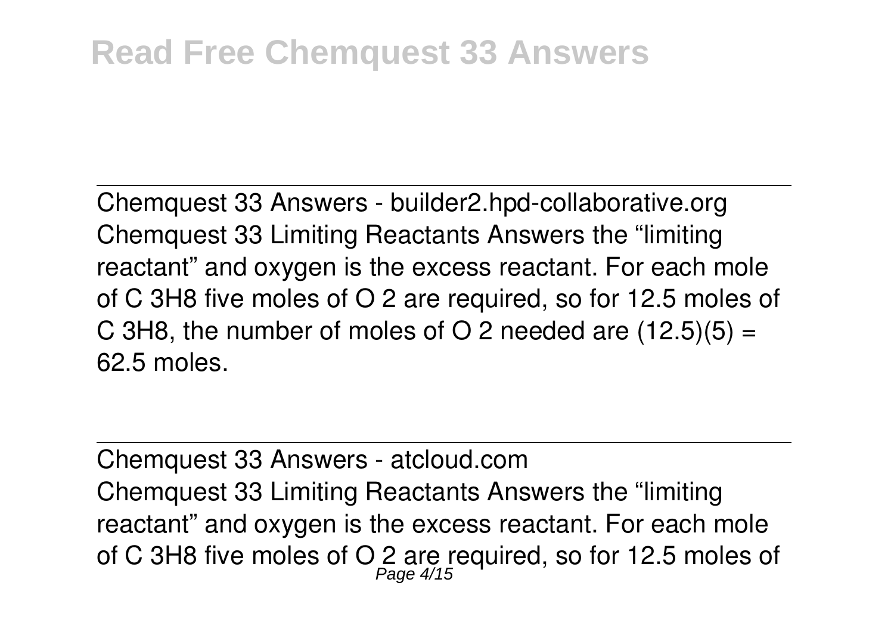# Read Free Chemquest 33 Answers

Chemquest 33 Answers - builder2.hpd-collaborative.org

Chemquest 33 Limiting Reactants Answers the “limiting reactant” and oxygen is the excess reactant. For each mole of $C_3H_8$ five moles of $O_2$ are required, so for 12.5 moles of $C_3H_8$, the number of moles of $O_2$ needed are $(12.5)(5) = 62.5$ moles.

Chemquest 33 Answers - atcloud.com

Chemquest 33 Limiting Reactants Answers the “limiting reactant” and oxygen is the excess reactant. For each mole of $C_3H_8$ five moles of $O_2$ are required, so for 12.5 moles of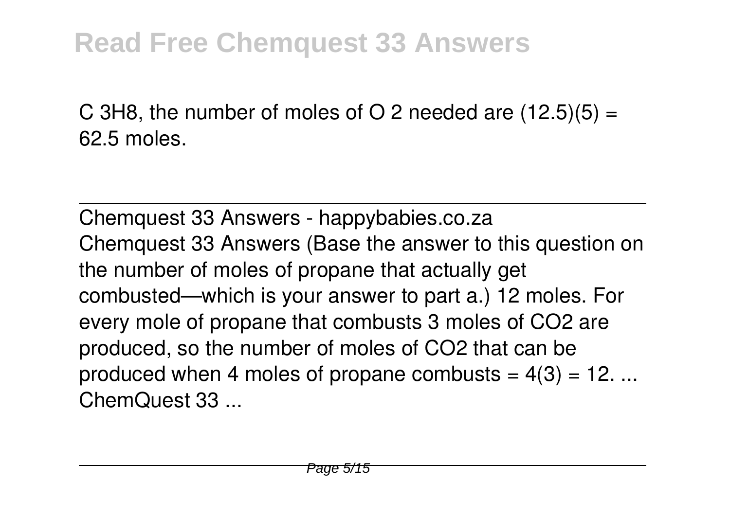$C_3H_8$, the number of moles of $O_2$ needed are $(12.5)(5) = 62.5$ moles.

---

Chemquest 33 Answers - happybabies.co.za

Chemquest 33 Answers (Base the answer to this question on the number of moles of propane that actually get combusted—which is your answer to part a.) 12 moles. For every mole of propane that combusts 3 moles of $CO_2$ are produced, so the number of moles of $CO_2$ that can be produced when 4 moles of propane combusts $= 4(3) = 12$. ... ChemQuest 33 ...

---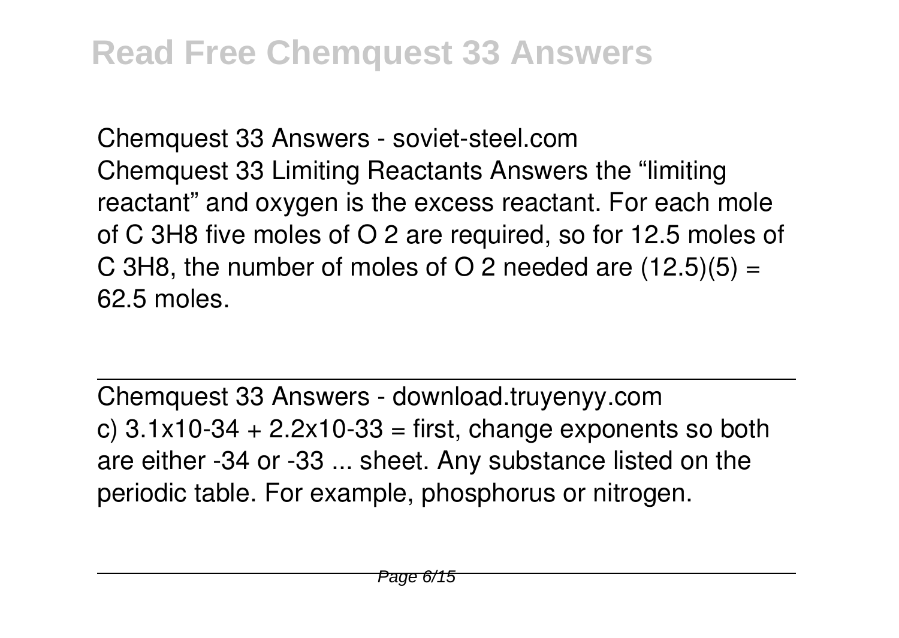Chemquest 33 Answers - soviet-steel.com

Chemquest 33 Limiting Reactants Answers the “limiting reactant” and oxygen is the excess reactant. For each mole of $C_3H_8$ five moles of $O_2$ are required, so for 12.5 moles of $C_3H_8$, the number of moles of $O_2$ needed are $(12.5)(5) =$ 62.5 moles.

---

Chemquest 33 Answers - download.truyenyy.com

c) $3.1 \times 10^{-34} + 2.2 \times 10^{-33}$ = first, change exponents so both are either -34 or -33 ... sheet. Any substance listed on the periodic table. For example, phosphorus or nitrogen.

---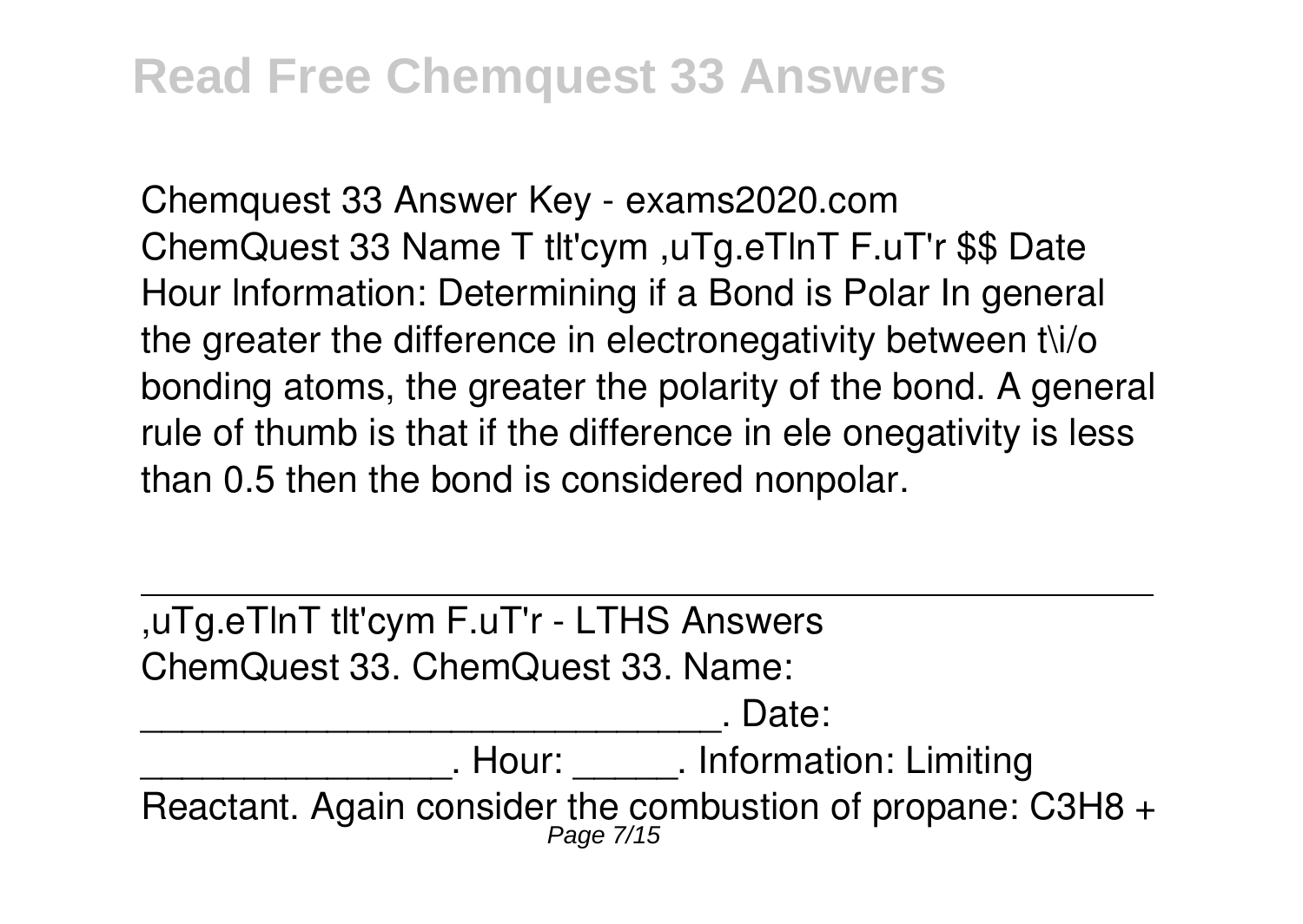Chemquest 33 Answer Key - exams2020.com
ChemQuest 33 Name T tlt'cym ,uTg.eTlnT F.uT'r $$ Date Hour lnformation: Determining if a Bond is Polar In general the greater the difference in electronegativity between t\i/o bonding atoms, the greater the polarity of the bond. A general rule of thumb is that if the difference in ele onegativity is less than 0.5 then the bond is considered nonpolar.

---

,uTg.eTlnT tlt'cym F.uT'r - LTHS Answers
ChemQuest 33. ChemQuest 33. Name:
_____________________________. Date:
________________. Hour: _____. Information: Limiting Reactant. Again consider the combustion of propane: $C_3H_8$ +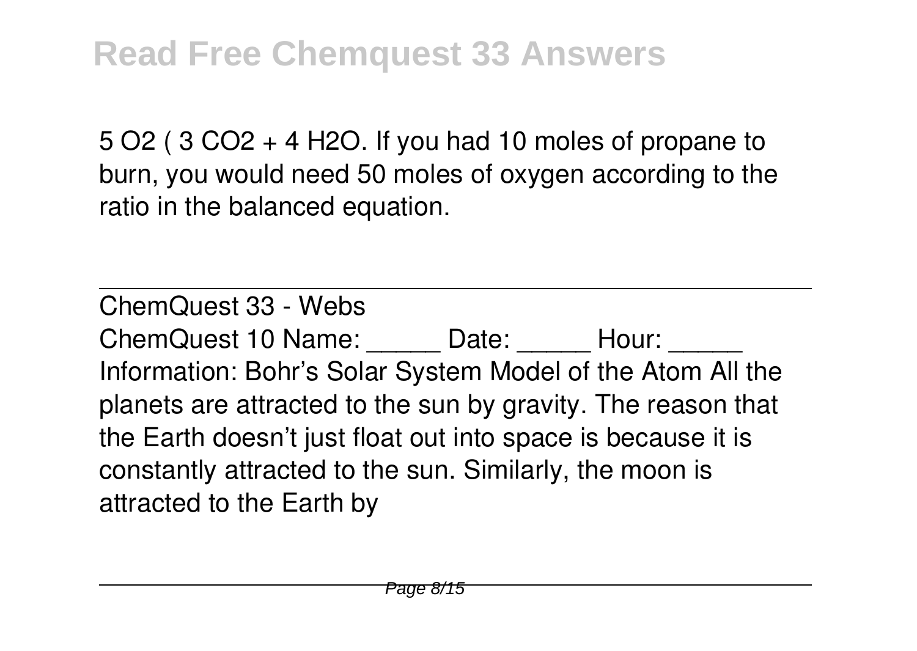$5\ O_2$ ( $3\ CO_2 + 4\ H_2O$. If you had 10 moles of propane to burn, you would need 50 moles of oxygen according to the ratio in the balanced equation.

---

ChemQuest 33 - Webs

ChemQuest 10 Name: _____ Date: _____ Hour: _____ Information: Bohr's Solar System Model of the Atom All the planets are attracted to the sun by gravity. The reason that the Earth doesn't just float out into space is because it is constantly attracted to the sun. Similarly, the moon is attracted to the Earth by

---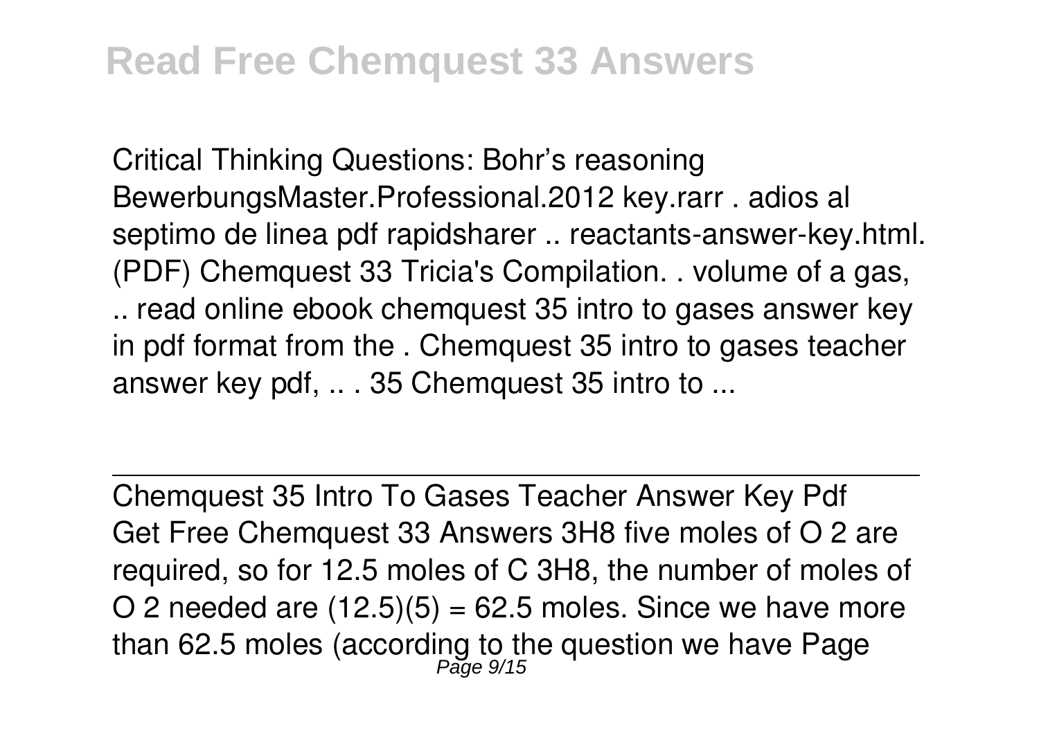Critical Thinking Questions: Bohr's reasoning BewerbungsMaster.Professional.2012 key.rarr . adios al septimo de linea pdf rapidsharer .. reactants-answer-key.html. (PDF) Chemquest 33 Tricia's Compilation. . volume of a gas, .. read online ebook chemquest 35 intro to gases answer key in pdf format from the . Chemquest 35 intro to gases teacher answer key pdf, .. . 35 Chemquest 35 intro to ...

## Chemquest 35 Intro To Gases Teacher Answer Key Pdf

Get Free Chemquest 33 Answers 3H8 five moles of O 2 are required, so for 12.5 moles of C 3H8, the number of moles of O 2 needed are $(12.5)(5) = 62.5$ moles. Since we have more than 62.5 moles (according to the question we have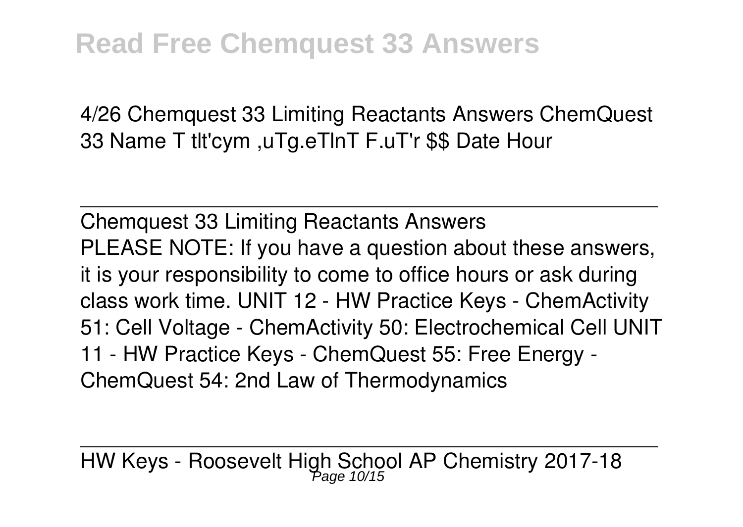4/26 Chemquest 33 Limiting Reactants Answers ChemQuest 33 Name T tlt'cym ,uTg.eTlnT F.uT'r $$ Date Hour

---

Chemquest 33 Limiting Reactants Answers

PLEASE NOTE: If you have a question about these answers, it is your responsibility to come to office hours or ask during class work time. UNIT 12 - HW Practice Keys - ChemActivity 51: Cell Voltage - ChemActivity 50: Electrochemical Cell UNIT 11 - HW Practice Keys - ChemQuest 55: Free Energy - ChemQuest 54: 2nd Law of Thermodynamics

---

HW Keys - Roosevelt High School AP Chemistry 2017-18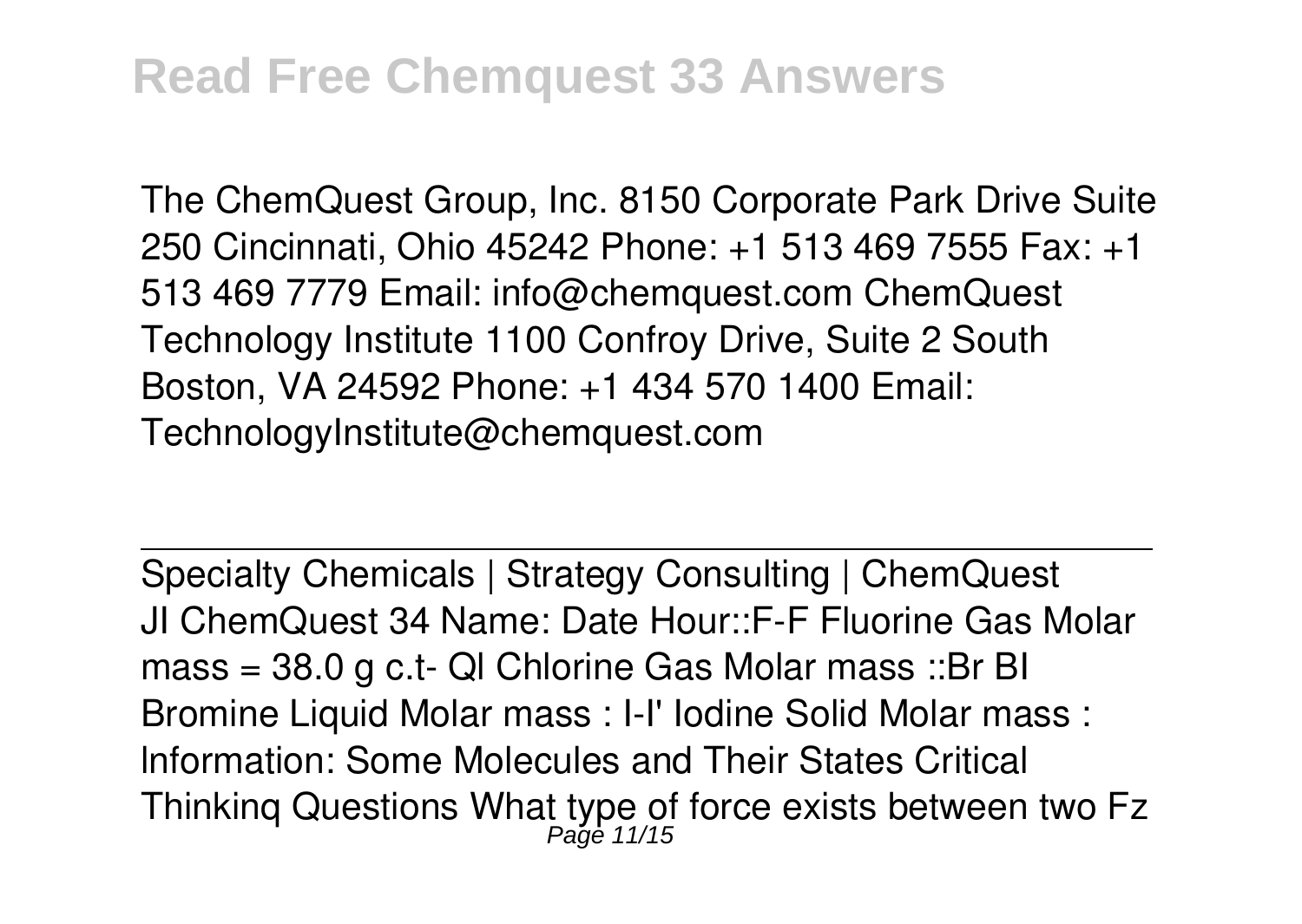The ChemQuest Group, Inc. 8150 Corporate Park Drive Suite 250 Cincinnati, Ohio 45242 Phone: +1 513 469 7555 Fax: +1 513 469 7779 Email: info@chemquest.com ChemQuest Technology Institute 1100 Confroy Drive, Suite 2 South Boston, VA 24592 Phone: +1 434 570 1400 Email: TechnologyInstitute@chemquest.com

Specialty Chemicals | Strategy Consulting | ChemQuest

JI ChemQuest 34 Name: Date Hour::F-F Fluorine Gas Molar mass = 38.0 g c.t- Ql Chlorine Gas Molar mass ::Br BI Bromine Liquid Molar mass : I-I' Iodine Solid Molar mass : Information: Some Molecules and Their States Critical Thinkinq Questions What type of force exists between two Fz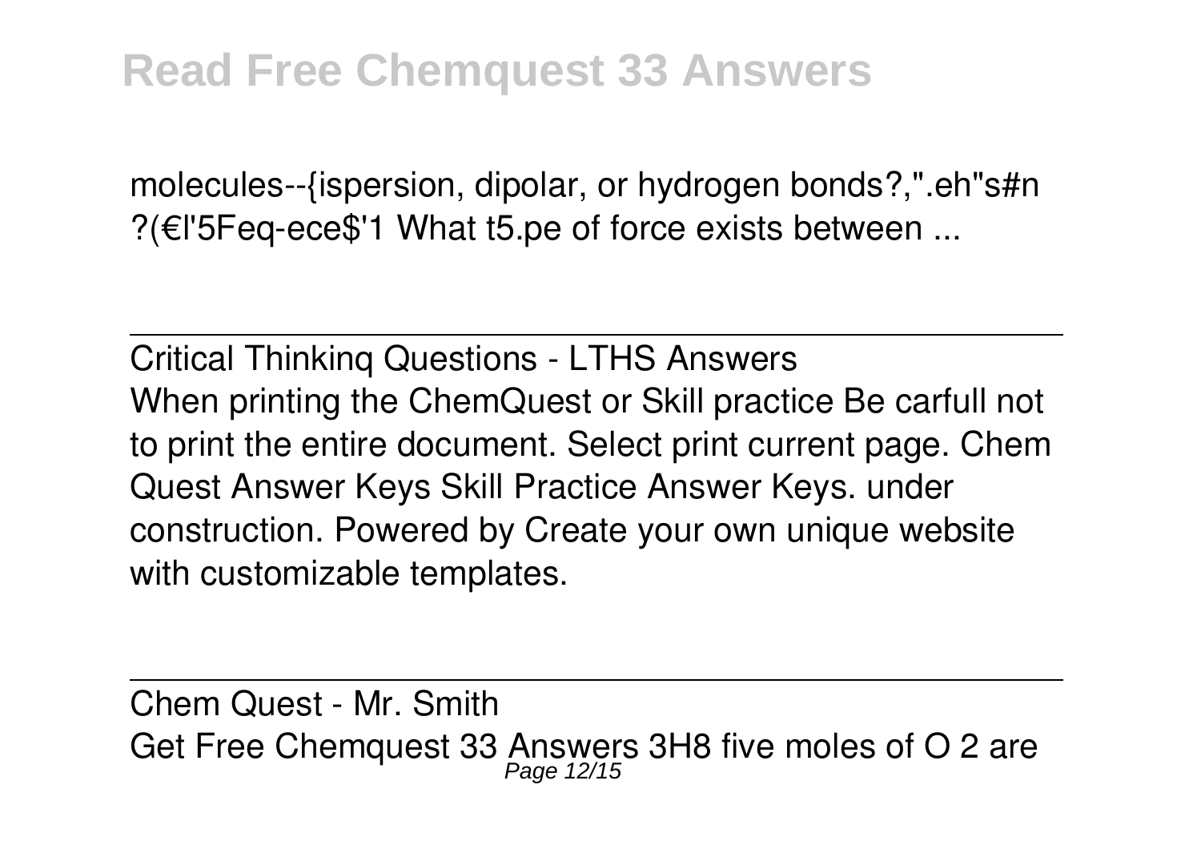molecules--{ispersion, dipolar, or hydrogen bonds?,".eh"s#n ?(€l'5Feq-ece$'1 What t5.pe of force exists between ...

## Critical Thinkinq Questions - LTHS Answers

When printing the ChemQuest or Skill practice Be carfull not to print the entire document. Select print current page. Chem Quest Answer Keys Skill Practice Answer Keys. under construction. Powered by Create your own unique website with customizable templates.

## Chem Quest - Mr. Smith

Get Free Chemquest 33 Answers 3H8 five moles of O 2 are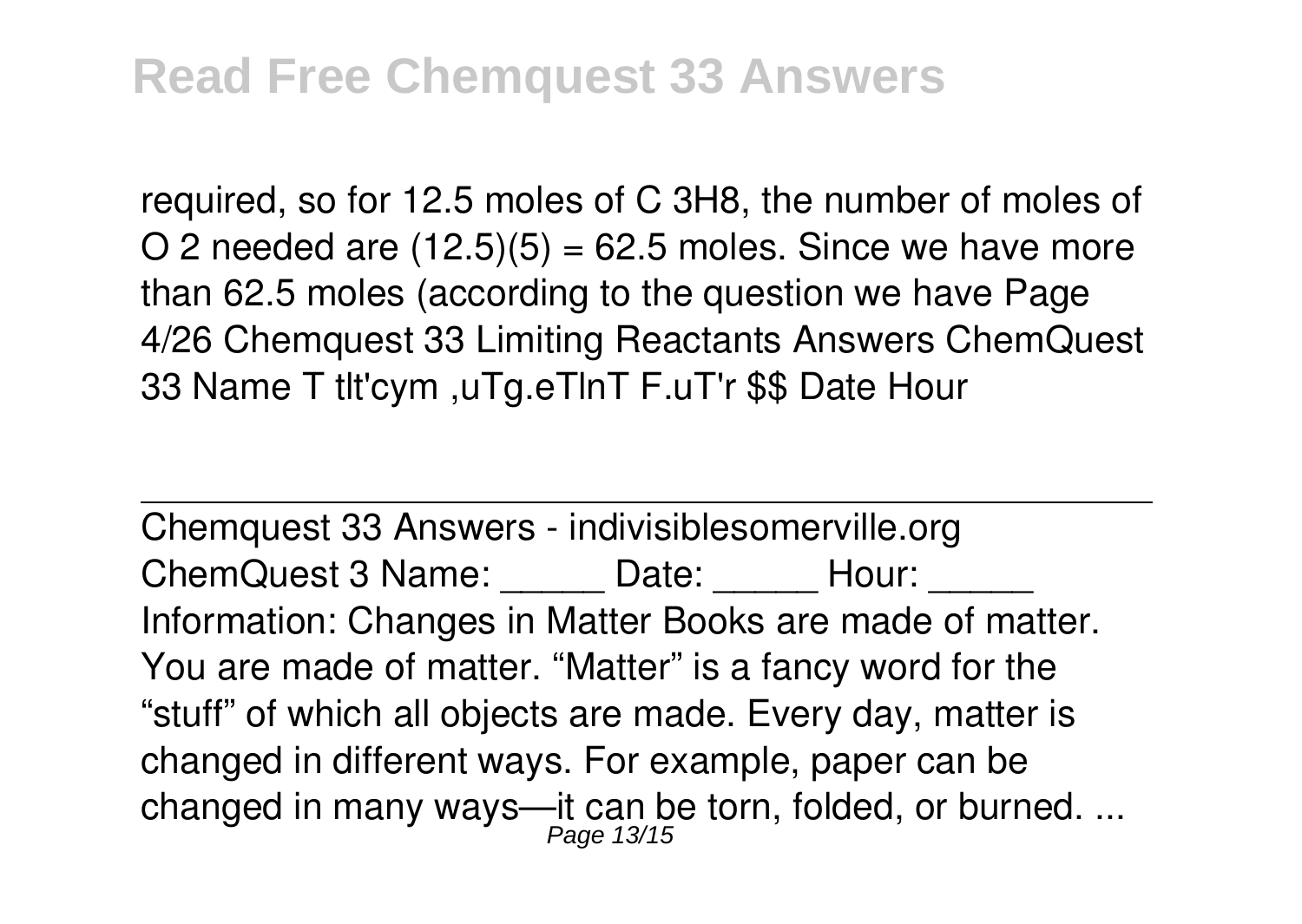required, so for 12.5 moles of $C_3H_8$, the number of moles of $O_2$ needed are $(12.5)(5) = 62.5$ moles. Since we have more than 62.5 moles (according to the question we have Page 4/26 Chemquest 33 Limiting Reactants Answers ChemQuest 33 Name T tlt'cym ,uTg.eTlnT F.uT'r $$ Date Hour

---

Chemquest 33 Answers - indivisiblesomerville.org

ChemQuest 3 Name: _____ Date: _____ Hour: _____ Information: Changes in Matter Books are made of matter. You are made of matter. "Matter" is a fancy word for the "stuff" of which all objects are made. Every day, matter is changed in different ways. For example, paper can be changed in many ways—it can be torn, folded, or burned. ...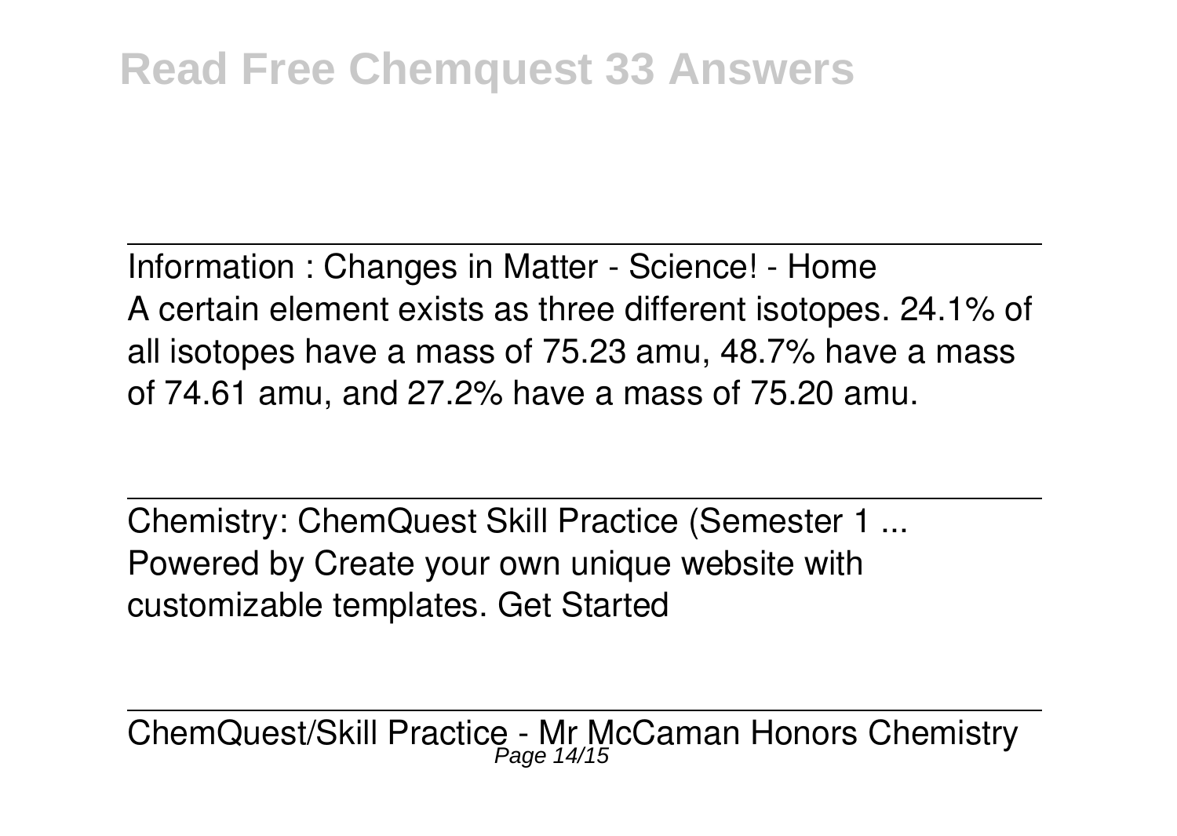Information : Changes in Matter - Science! - Home

A certain element exists as three different isotopes. 24.1% of all isotopes have a mass of 75.23 amu, 48.7% have a mass of 74.61 amu, and 27.2% have a mass of 75.20 amu.

Chemistry: ChemQuest Skill Practice (Semester 1 ...

Powered by Create your own unique website with customizable templates. Get Started

ChemQuest/Skill Practice - Mr McCaman Honors Chemistry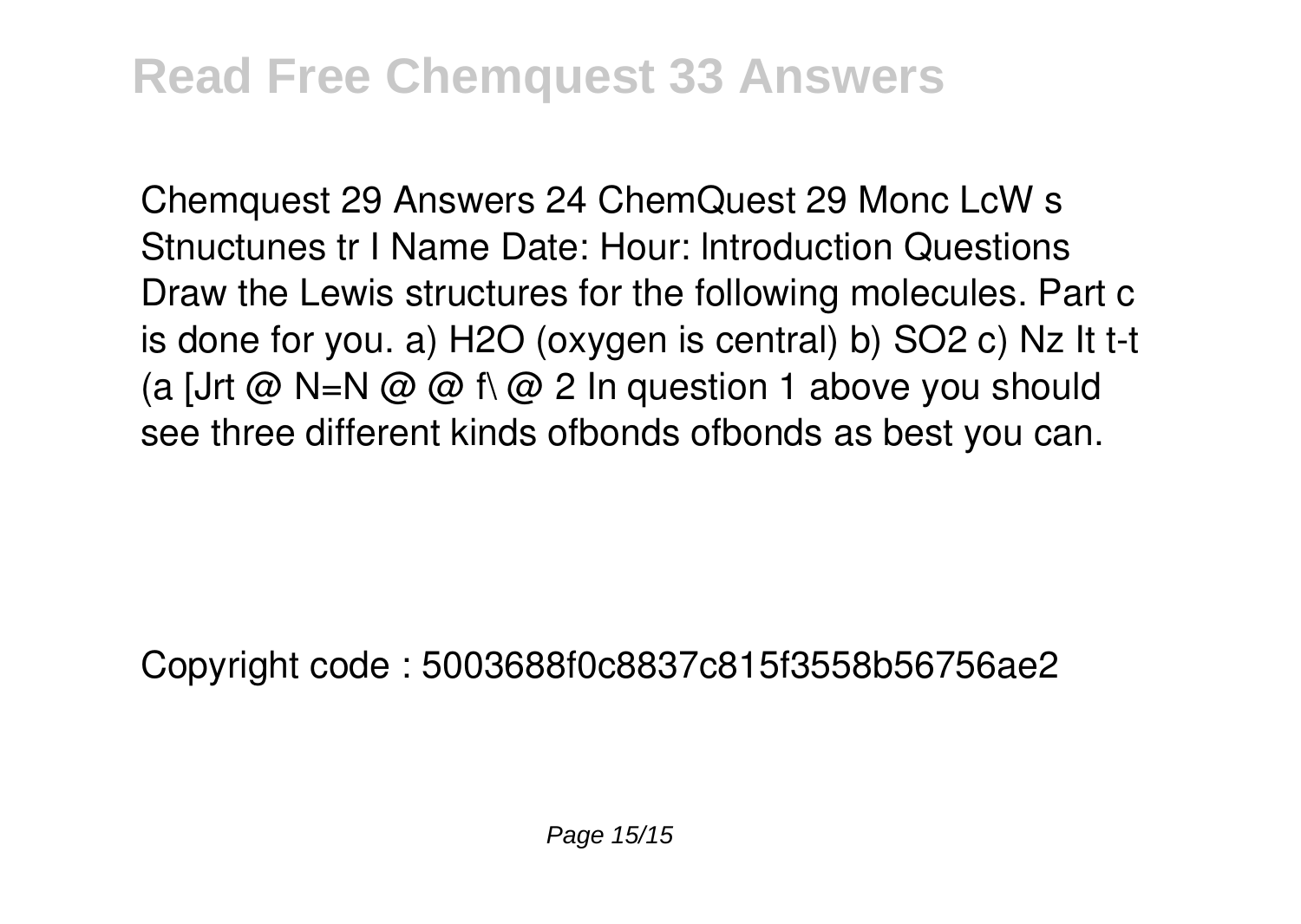Chemquest 29 Answers 24 ChemQuest 29 Monc LcW s Stnuctunes tr I Name Date: Hour: Introduction Questions Draw the Lewis structures for the following molecules. Part c is done for you. a) $H_2O$ (oxygen is central) b) $SO_2$ c) Nz It t-t (a [Jrt @ N=N @ @ f\ @ 2 In question 1 above you should see three different kinds ofbonds ofbonds as best you can.

Copyright code : 5003688f0c8837c815f3558b56756ae2